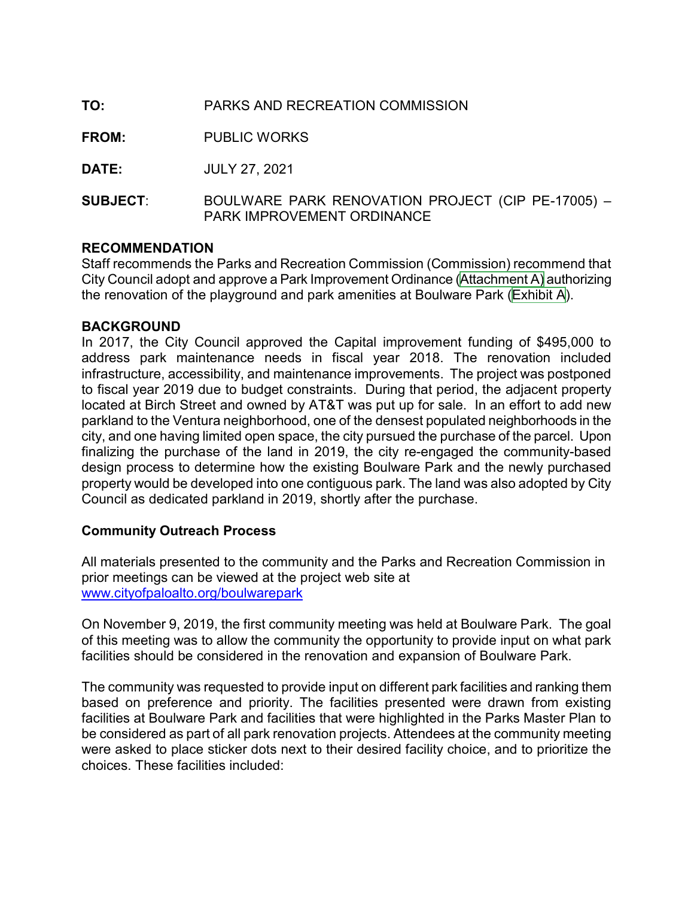**TO:** PARKS AND RECREATION COMMISSION

**FROM:** PUBLIC WORKS

**DATE:** JULY 27, 2021

**SUBJECT**: BOULWARE PARK RENOVATION PROJECT (CIP PE-17005) – PARK IMPROVEMENT ORDINANCE

## RECOMMENDATION

Staff recommends the Parks and Recreation Commission (Commission) recommend that City Council adopt and approve a Park Improvement Ordinance (Attachment A) authorizing the renovation of the playground and park amenities at Boulware Park (Exhibit A).

## BACKGROUND

In 2017, the City Council approved the Capital improvement funding of $495,000 to address park maintenance needs in fiscal year 2018. The renovation included infrastructure, accessibility, and maintenance improvements. The project was postponed to fiscal year 2019 due to budget constraints. During that period, the adjacent property located at Birch Street and owned by AT&T was put up for sale. In an effort to add new parkland to the Ventura neighborhood, one of the densest populated neighborhoods in the city, and one having limited open space, the city pursued the purchase of the parcel. Upon finalizing the purchase of the land in 2019, the city re-engaged the community-based design process to determine how the existing Boulware Park and the newly purchased property would be developed into one contiguous park. The land was also adopted by City Council as dedicated parkland in 2019, shortly after the purchase.

### Community Outreach Process

All materials presented to the community and the Parks and Recreation Commission in prior meetings can be viewed at the project web site at www.cityofpaloalto.org/boulwarepark

On November 9, 2019, the first community meeting was held at Boulware Park. The goal of this meeting was to allow the community the opportunity to provide input on what park facilities should be considered in the renovation and expansion of Boulware Park.

The community was requested to provide input on different park facilities and ranking them based on preference and priority. The facilities presented were drawn from existing facilities at Boulware Park and facilities that were highlighted in the Parks Master Plan to be considered as part of all park renovation projects. Attendees at the community meeting were asked to place sticker dots next to their desired facility choice, and to prioritize the choices. These facilities included: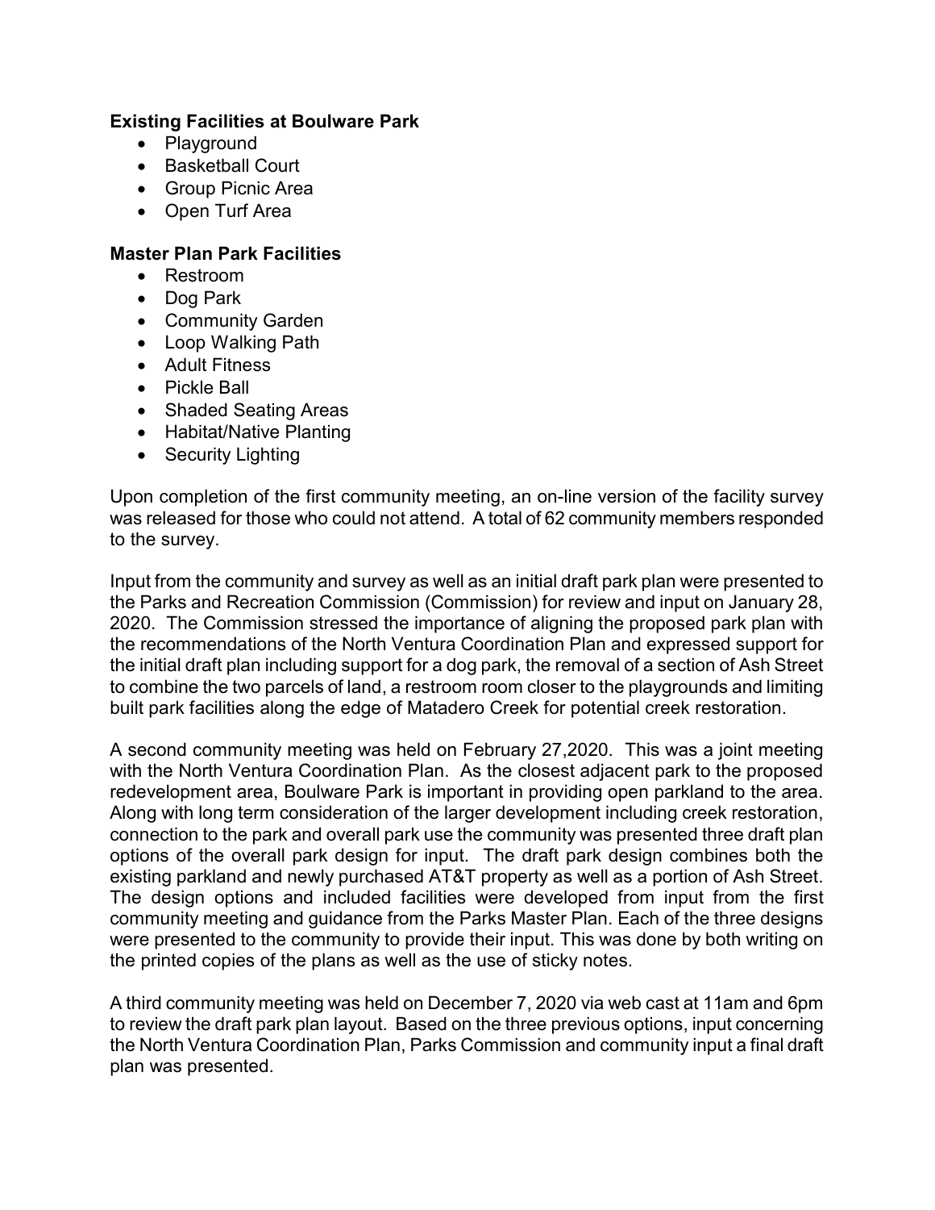**Existing Facilities at Boulware Park**

- Playground
- Basketball Court
- Group Picnic Area
- Open Turf Area

**Master Plan Park Facilities**

- Restroom
- Dog Park
- Community Garden
- Loop Walking Path
- Adult Fitness
- Pickle Ball
- Shaded Seating Areas
- Habitat/Native Planting
- Security Lighting

Upon completion of the first community meeting, an on-line version of the facility survey was released for those who could not attend. A total of 62 community members responded to the survey.

Input from the community and survey as well as an initial draft park plan were presented to the Parks and Recreation Commission (Commission) for review and input on January 28, 2020. The Commission stressed the importance of aligning the proposed park plan with the recommendations of the North Ventura Coordination Plan and expressed support for the initial draft plan including support for a dog park, the removal of a section of Ash Street to combine the two parcels of land, a restroom room closer to the playgrounds and limiting built park facilities along the edge of Matadero Creek for potential creek restoration.

A second community meeting was held on February 27,2020. This was a joint meeting with the North Ventura Coordination Plan. As the closest adjacent park to the proposed redevelopment area, Boulware Park is important in providing open parkland to the area. Along with long term consideration of the larger development including creek restoration, connection to the park and overall park use the community was presented three draft plan options of the overall park design for input. The draft park design combines both the existing parkland and newly purchased AT&T property as well as a portion of Ash Street. The design options and included facilities were developed from input from the first community meeting and guidance from the Parks Master Plan. Each of the three designs were presented to the community to provide their input. This was done by both writing on the printed copies of the plans as well as the use of sticky notes.

A third community meeting was held on December 7, 2020 via web cast at 11am and 6pm to review the draft park plan layout. Based on the three previous options, input concerning the North Ventura Coordination Plan, Parks Commission and community input a final draft plan was presented.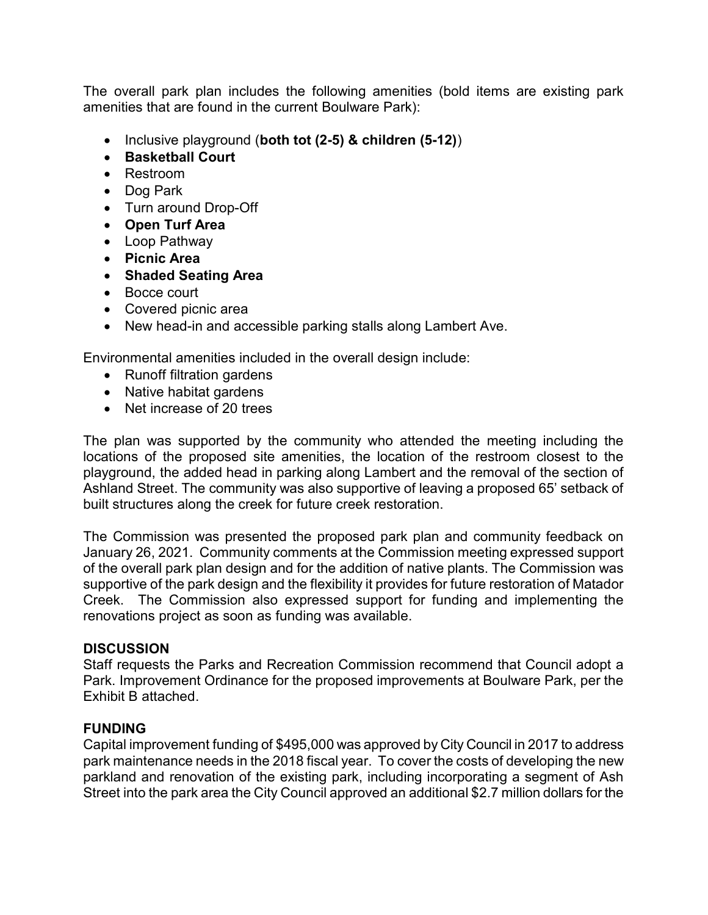The overall park plan includes the following amenities (bold items are existing park amenities that are found in the current Boulware Park):

- Inclusive playground (**both tot (2-5) & children (5-12)**)
- **Basketball Court**
- Restroom
- Dog Park
- Turn around Drop-Off
- **Open Turf Area**
- Loop Pathway
- **Picnic Area**
- **Shaded Seating Area**
- Bocce court
- Covered picnic area
- New head-in and accessible parking stalls along Lambert Ave.

Environmental amenities included in the overall design include:

- Runoff filtration gardens
- Native habitat gardens
- Net increase of 20 trees

The plan was supported by the community who attended the meeting including the locations of the proposed site amenities, the location of the restroom closest to the playground, the added head in parking along Lambert and the removal of the section of Ashland Street. The community was also supportive of leaving a proposed 65' setback of built structures along the creek for future creek restoration.

The Commission was presented the proposed park plan and community feedback on January 26, 2021. Community comments at the Commission meeting expressed support of the overall park plan design and for the addition of native plants. The Commission was supportive of the park design and the flexibility it provides for future restoration of Matador Creek. The Commission also expressed support for funding and implementing the renovations project as soon as funding was available.

## DISCUSSION

Staff requests the Parks and Recreation Commission recommend that Council adopt a Park. Improvement Ordinance for the proposed improvements at Boulware Park, per the Exhibit B attached.

## FUNDING

Capital improvement funding of $495,000 was approved by City Council in 2017 to address park maintenance needs in the 2018 fiscal year. To cover the costs of developing the new parkland and renovation of the existing park, including incorporating a segment of Ash Street into the park area the City Council approved an additional $2.7 million dollars for the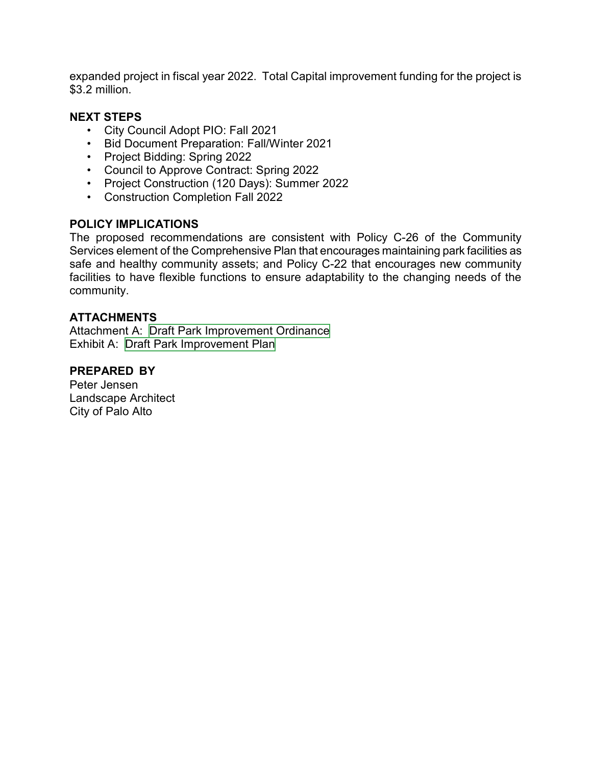expanded project in fiscal year 2022. Total Capital improvement funding for the project is $3.2 million.

**NEXT STEPS**

- City Council Adopt PIO: Fall 2021
- Bid Document Preparation: Fall/Winter 2021
- Project Bidding: Spring 2022
- Council to Approve Contract: Spring 2022
- Project Construction (120 Days): Summer 2022
- Construction Completion Fall 2022

**POLICY IMPLICATIONS**

The proposed recommendations are consistent with Policy C-26 of the Community Services element of the Comprehensive Plan that encourages maintaining park facilities as safe and healthy community assets; and Policy C-22 that encourages new community facilities to have flexible functions to ensure adaptability to the changing needs of the community.

**ATTACHMENTS**

Attachment A: Draft Park Improvement Ordinance
Exhibit A: Draft Park Improvement Plan

**PREPARED BY**

Peter Jensen
Landscape Architect
City of Palo Alto